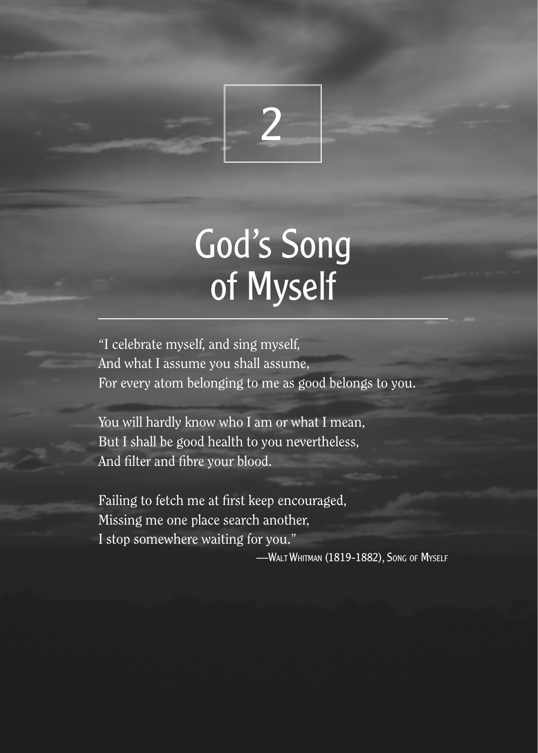# 2

# God's Song of Myself

"I celebrate myself, and sing myself,
And what I assume you shall assume,
For every atom belonging to me as good belongs to you.

You will hardly know who I am or what I mean,
But I shall be good health to you nevertheless,
And filter and fibre your blood.

Failing to fetch me at first keep encouraged,
Missing me one place search another,
I stop somewhere waiting for you."

—Walt Whitman (1819-1882), Song of Myself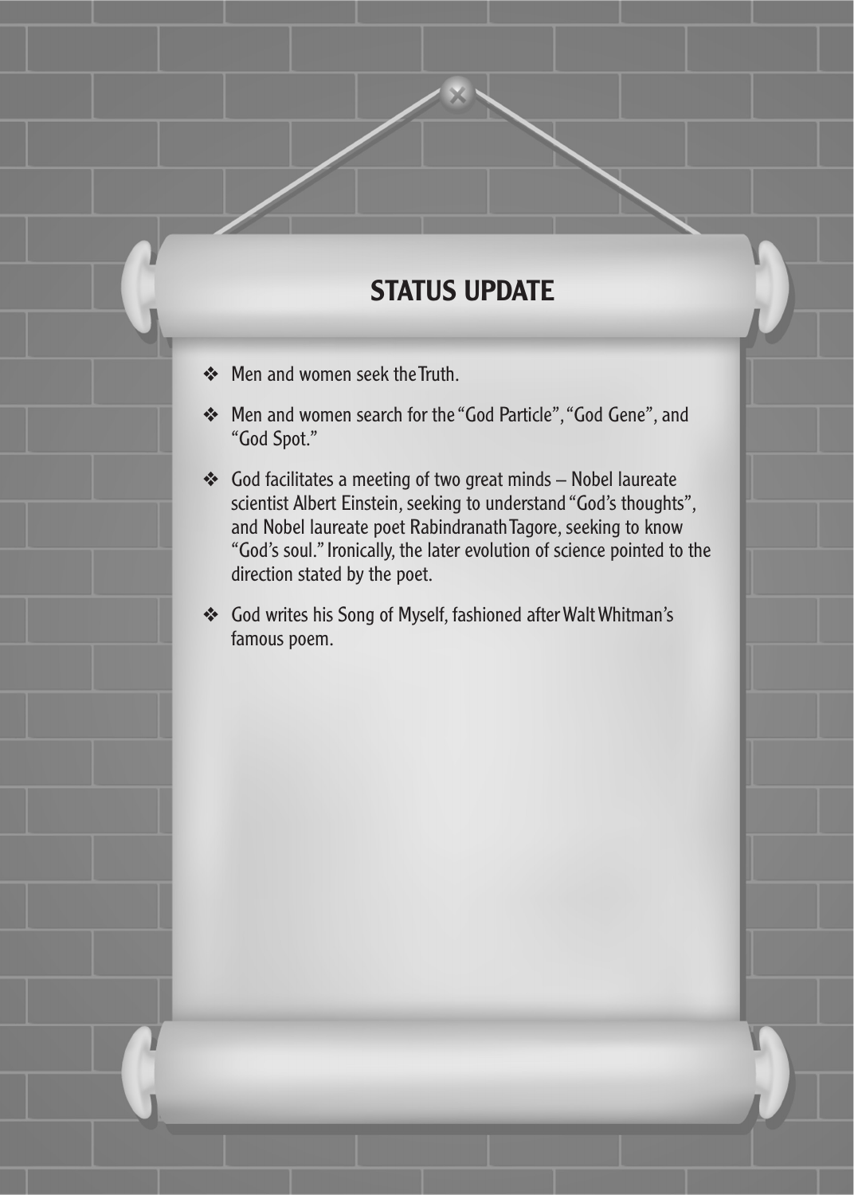## STATUS UPDATE

- Men and women seek the Truth.
- Men and women search for the "God Particle", "God Gene", and "God Spot."
- God facilitates a meeting of two great minds – Nobel laureate scientist Albert Einstein, seeking to understand "God's thoughts", and Nobel laureate poet Rabindranath Tagore, seeking to know "God's soul." Ironically, the later evolution of science pointed to the direction stated by the poet.
- God writes his Song of Myself, fashioned after Walt Whitman's famous poem.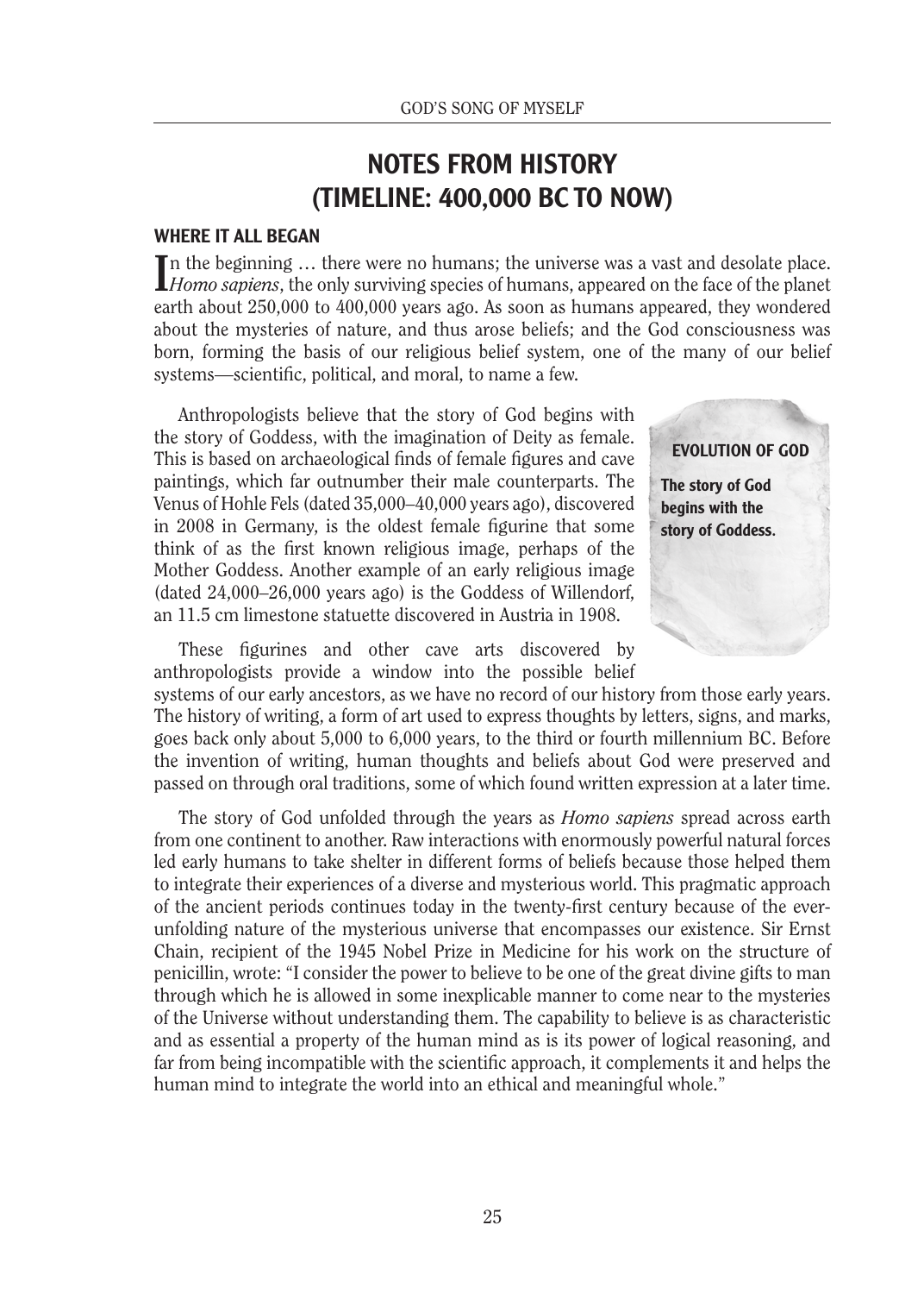# NOTES FROM HISTORY (TIMELINE: 400,000 BC TO NOW)

## WHERE IT ALL BEGAN

In the beginning … there were no humans; the universe was a vast and desolate place. *Homo sapiens*, the only surviving species of humans, appeared on the face of the planet earth about 250,000 to 400,000 years ago. As soon as humans appeared, they wondered about the mysteries of nature, and thus arose beliefs; and the God consciousness was born, forming the basis of our religious belief system, one of the many of our belief systems—scientific, political, and moral, to name a few.

Anthropologists believe that the story of God begins with the story of Goddess, with the imagination of Deity as female. This is based on archaeological finds of female figures and cave paintings, which far outnumber their male counterparts. The Venus of Hohle Fels (dated 35,000–40,000 years ago), discovered in 2008 in Germany, is the oldest female figurine that some think of as the first known religious image, perhaps of the Mother Goddess. Another example of an early religious image (dated 24,000–26,000 years ago) is the Goddess of Willendorf, an 11.5 cm limestone statuette discovered in Austria in 1908.

> **EVOLUTION OF GOD**
>
> **The story of God begins with the story of Goddess.**

These figurines and other cave arts discovered by anthropologists provide a window into the possible belief systems of our early ancestors, as we have no record of our history from those early years. The history of writing, a form of art used to express thoughts by letters, signs, and marks, goes back only about 5,000 to 6,000 years, to the third or fourth millennium BC. Before the invention of writing, human thoughts and beliefs about God were preserved and passed on through oral traditions, some of which found written expression at a later time.

The story of God unfolded through the years as *Homo sapiens* spread across earth from one continent to another. Raw interactions with enormously powerful natural forces led early humans to take shelter in different forms of beliefs because those helped them to integrate their experiences of a diverse and mysterious world. This pragmatic approach of the ancient periods continues today in the twenty-first century because of the ever-unfolding nature of the mysterious universe that encompasses our existence. Sir Ernst Chain, recipient of the 1945 Nobel Prize in Medicine for his work on the structure of penicillin, wrote: "I consider the power to believe to be one of the great divine gifts to man through which he is allowed in some inexplicable manner to come near to the mysteries of the Universe without understanding them. The capability to believe is as characteristic and as essential a property of the human mind as is its power of logical reasoning, and far from being incompatible with the scientific approach, it complements it and helps the human mind to integrate the world into an ethical and meaningful whole."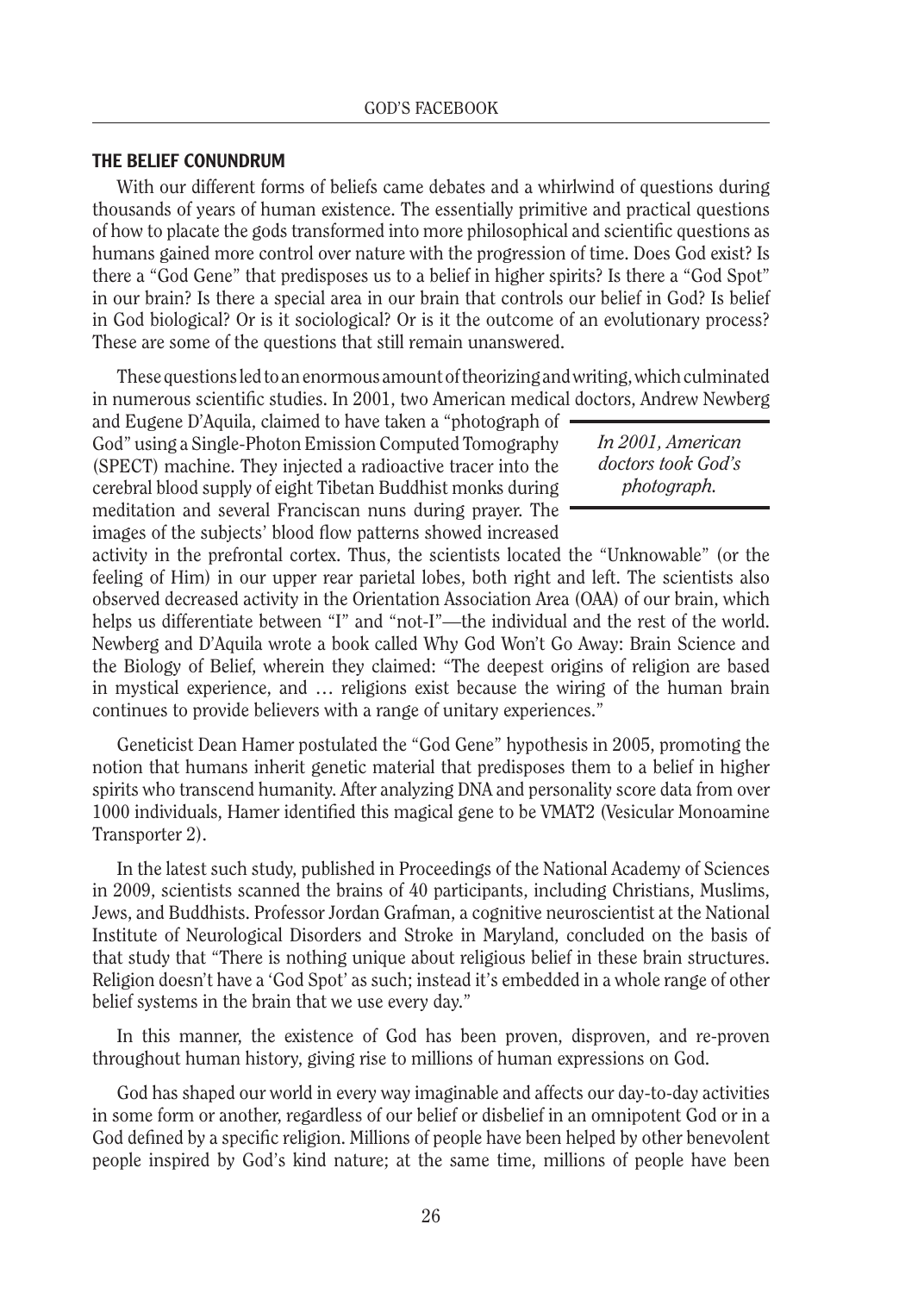## THE BELIEF CONUNDRUM

With our different forms of beliefs came debates and a whirlwind of questions during thousands of years of human existence. The essentially primitive and practical questions of how to placate the gods transformed into more philosophical and scientific questions as humans gained more control over nature with the progression of time. Does God exist? Is there a "God Gene" that predisposes us to a belief in higher spirits? Is there a "God Spot" in our brain? Is there a special area in our brain that controls our belief in God? Is belief in God biological? Or is it sociological? Or is it the outcome of an evolutionary process? These are some of the questions that still remain unanswered.

These questions led to an enormous amount of theorizing and writing, which culminated in numerous scientific studies. In 2001, two American medical doctors, Andrew Newberg and Eugene D'Aquila, claimed to have taken a "photograph of God" using a Single-Photon Emission Computed Tomography (SPECT) machine. They injected a radioactive tracer into the cerebral blood supply of eight Tibetan Buddhist monks during meditation and several Franciscan nuns during prayer. The images of the subjects' blood flow patterns showed increased activity in the prefrontal cortex. Thus, the scientists located the "Unknowable" (or the feeling of Him) in our upper rear parietal lobes, both right and left. The scientists also observed decreased activity in the Orientation Association Area (OAA) of our brain, which helps us differentiate between "I" and "not-I"—the individual and the rest of the world. Newberg and D'Aquila wrote a book called Why God Won't Go Away: Brain Science and the Biology of Belief, wherein they claimed: "The deepest origins of religion are based in mystical experience, and … religions exist because the wiring of the human brain continues to provide believers with a range of unitary experiences."

> *In 2001, American doctors took God's photograph.*

Geneticist Dean Hamer postulated the "God Gene" hypothesis in 2005, promoting the notion that humans inherit genetic material that predisposes them to a belief in higher spirits who transcend humanity. After analyzing DNA and personality score data from over 1000 individuals, Hamer identified this magical gene to be VMAT2 (Vesicular Monoamine Transporter 2).

In the latest such study, published in Proceedings of the National Academy of Sciences in 2009, scientists scanned the brains of 40 participants, including Christians, Muslims, Jews, and Buddhists. Professor Jordan Grafman, a cognitive neuroscientist at the National Institute of Neurological Disorders and Stroke in Maryland, concluded on the basis of that study that "There is nothing unique about religious belief in these brain structures. Religion doesn't have a 'God Spot' as such; instead it's embedded in a whole range of other belief systems in the brain that we use every day."

In this manner, the existence of God has been proven, disproven, and re-proven throughout human history, giving rise to millions of human expressions on God.

God has shaped our world in every way imaginable and affects our day-to-day activities in some form or another, regardless of our belief or disbelief in an omnipotent God or in a God defined by a specific religion. Millions of people have been helped by other benevolent people inspired by God's kind nature; at the same time, millions of people have been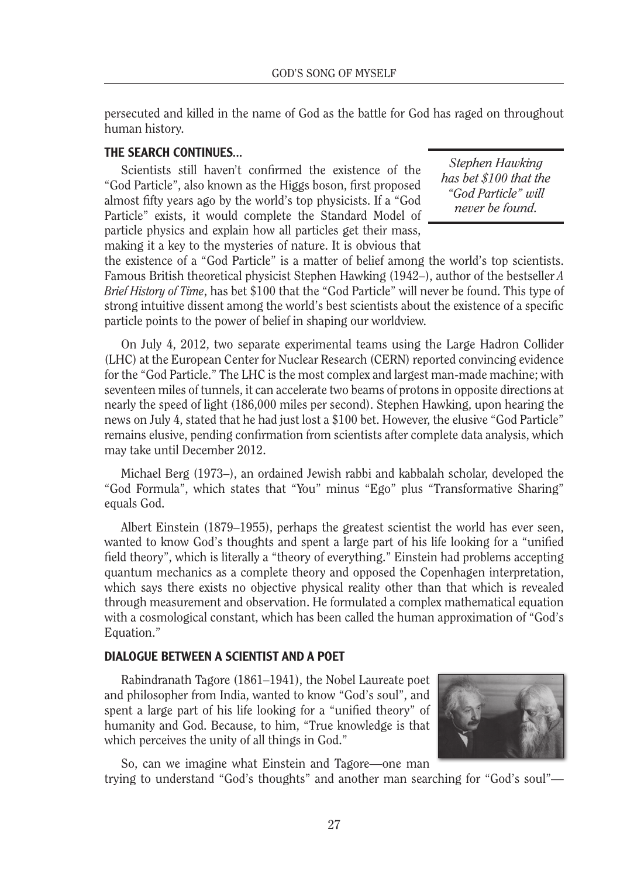persecuted and killed in the name of God as the battle for God has raged on throughout human history.

### THE SEARCH CONTINUES...

> *Stephen Hawking has bet $100 that the "God Particle" will never be found.*

Scientists still haven't confirmed the existence of the "God Particle", also known as the Higgs boson, first proposed almost fifty years ago by the world's top physicists. If a "God Particle" exists, it would complete the Standard Model of particle physics and explain how all particles get their mass, making it a key to the mysteries of nature. It is obvious that the existence of a "God Particle" is a matter of belief among the world's top scientists. Famous British theoretical physicist Stephen Hawking (1942–), author of the bestseller *A Brief History of Time*, has bet $100 that the "God Particle" will never be found. This type of strong intuitive dissent among the world's best scientists about the existence of a specific particle points to the power of belief in shaping our worldview.

On July 4, 2012, two separate experimental teams using the Large Hadron Collider (LHC) at the European Center for Nuclear Research (CERN) reported convincing evidence for the "God Particle." The LHC is the most complex and largest man-made machine; with seventeen miles of tunnels, it can accelerate two beams of protons in opposite directions at nearly the speed of light (186,000 miles per second). Stephen Hawking, upon hearing the news on July 4, stated that he had just lost a $100 bet. However, the elusive "God Particle" remains elusive, pending confirmation from scientists after complete data analysis, which may take until December 2012.

Michael Berg (1973–), an ordained Jewish rabbi and kabbalah scholar, developed the "God Formula", which states that "You" minus "Ego" plus "Transformative Sharing" equals God.

Albert Einstein (1879–1955), perhaps the greatest scientist the world has ever seen, wanted to know God's thoughts and spent a large part of his life looking for a "unified field theory", which is literally a "theory of everything." Einstein had problems accepting quantum mechanics as a complete theory and opposed the Copenhagen interpretation, which says there exists no objective physical reality other than that which is revealed through measurement and observation. He formulated a complex mathematical equation with a cosmological constant, which has been called the human approximation of "God's Equation."

### DIALOGUE BETWEEN A SCIENTIST AND A POET

Rabindranath Tagore (1861–1941), the Nobel Laureate poet and philosopher from India, wanted to know "God's soul", and spent a large part of his life looking for a "unified theory" of humanity and God. Because, to him, "True knowledge is that which perceives the unity of all things in God."

So, can we imagine what Einstein and Tagore—one man trying to understand "God's thoughts" and another man searching for "God's soul"—